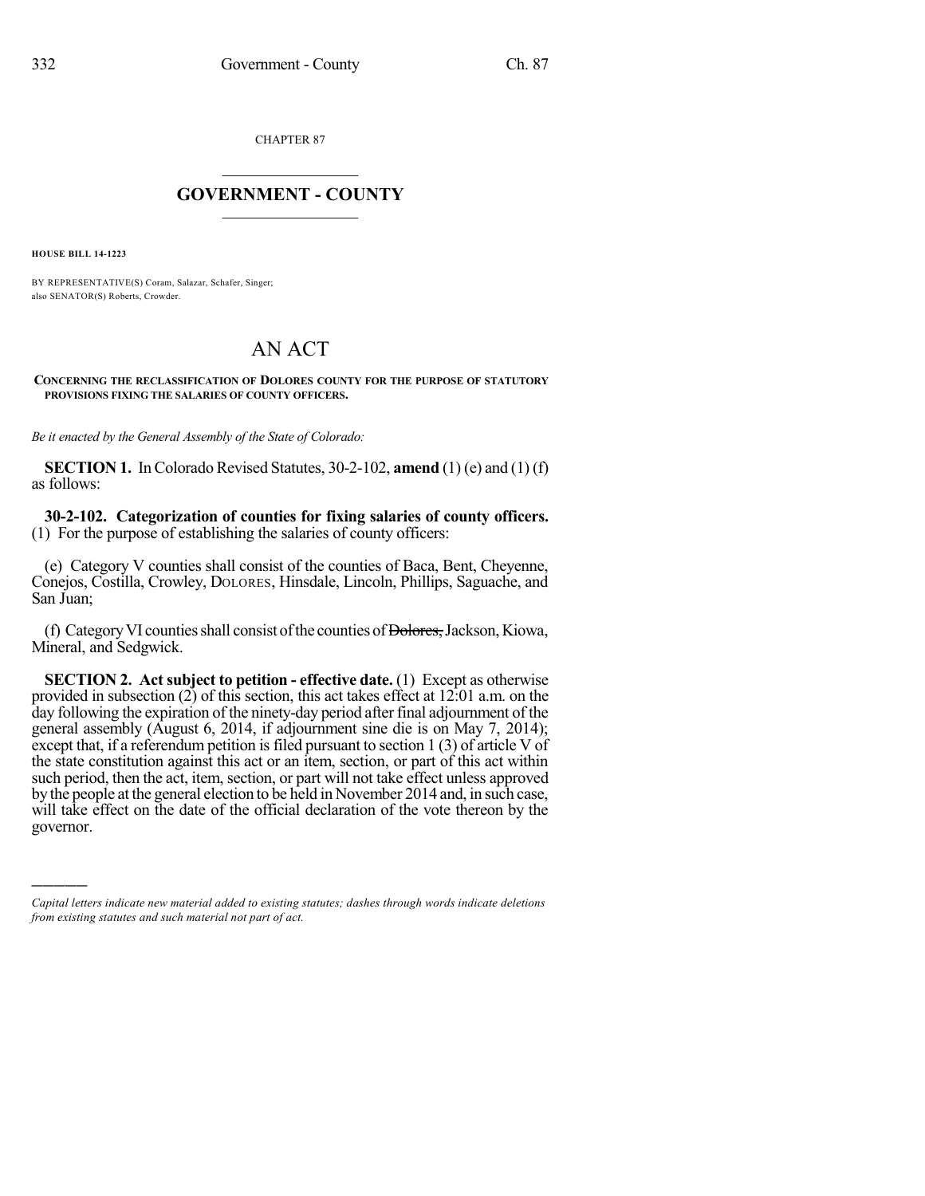CHAPTER 87

# GOVERNMENT - COUNTY

**HOUSE BILL 14-1223**

BY REPRESENTATIVE(S) Coram, Salazar, Schafer, Singer;
also SENATOR(S) Roberts, Crowder.

# AN ACT

**CONCERNING THE RECLASSIFICATION OF DOLORES COUNTY FOR THE PURPOSE OF STATUTORY PROVISIONS FIXING THE SALARIES OF COUNTY OFFICERS.**

*Be it enacted by the General Assembly of the State of Colorado:*

**SECTION 1.** In Colorado Revised Statutes, 30-2-102, **amend** (1) (e) and (1) (f) as follows:

**30-2-102. Categorization of counties for fixing salaries of county officers.** (1) For the purpose of establishing the salaries of county officers:

(e) Category V counties shall consist of the counties of Baca, Bent, Cheyenne, Conejos, Costilla, Crowley, DOLORES, Hinsdale, Lincoln, Phillips, Saguache, and San Juan;

(f) Category VI counties shall consist of the counties of ~~Dolores,~~ Jackson, Kiowa, Mineral, and Sedgwick.

**SECTION 2. Act subject to petition - effective date.** (1) Except as otherwise provided in subsection (2) of this section, this act takes effect at 12:01 a.m. on the day following the expiration of the ninety-day period after final adjournment of the general assembly (August 6, 2014, if adjournment sine die is on May 7, 2014); except that, if a referendum petition is filed pursuant to section 1 (3) of article V of the state constitution against this act or an item, section, or part of this act within such period, then the act, item, section, or part will not take effect unless approved by the people at the general election to be held in November 2014 and, in such case, will take effect on the date of the official declaration of the vote thereon by the governor.

*Capital letters indicate new material added to existing statutes; dashes through words indicate deletions from existing statutes and such material not part of act.*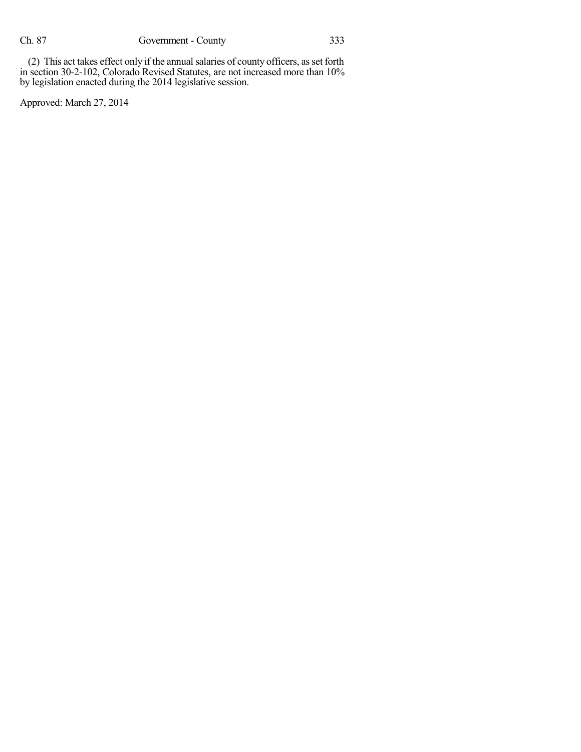(2) This act takes effect only if the annual salaries of county officers, as set forth in section 30-2-102, Colorado Revised Statutes, are not increased more than 10% by legislation enacted during the 2014 legislative session.

Approved: March 27, 2014